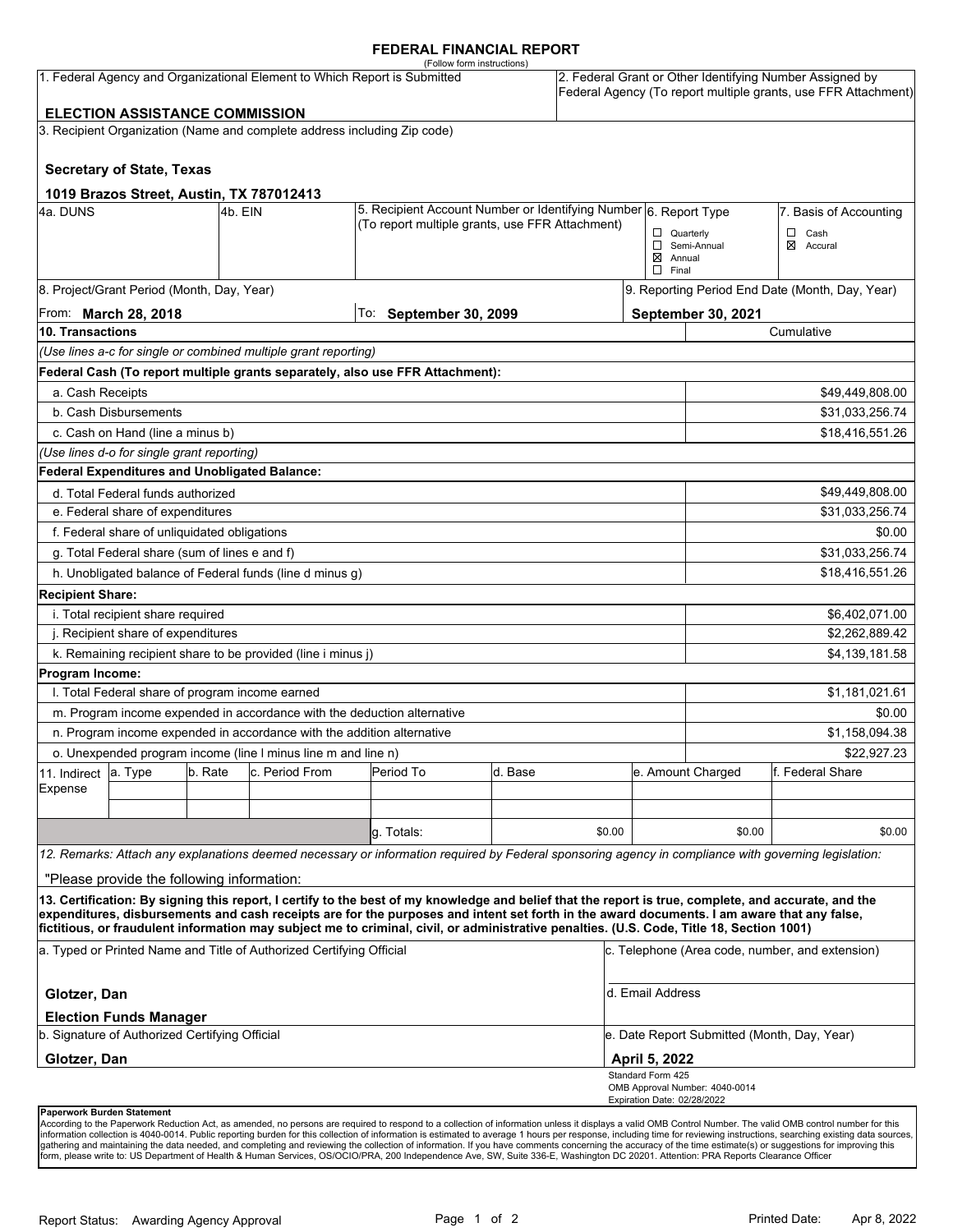# FEDERAL FINANCIAL REPORT

(Follow form instructions)

| | |
|---|---|
| 1. Federal Agency and Organizational Element to Which Report is Submitted<br>**ELECTION ASSISTANCE COMMISSION** | 2. Federal Grant or Other Identifying Number Assigned by Federal Agency (To report multiple grants, use FFR Attachment) |

3. Recipient Organization (Name and complete address including Zip code)

**Secretary of State, Texas**

**1019 Brazos Street, Austin, TX 787012413**

| 4a. DUNS | 4b. EIN | 5. Recipient Account Number or Identifying Number (To report multiple grants, use FFR Attachment) | 6. Report Type | 7. Basis of Accounting |
|---|---|---|---|---|
| | | | ☐ Quarterly<br>☐ Semi-Annual<br>☒ Annual<br>☐ Final | ☐ Cash<br>☒ Accural |

| 8. Project/Grant Period (Month, Day, Year) | | 9. Reporting Period End Date (Month, Day, Year) |
|---|---|---|
| From: **March 28, 2018** | To: **September 30, 2099** | **September 30, 2021** |

| **10. Transactions** | Cumulative |
|---|---|
| *(Use lines a-c for single or combined multiple grant reporting)* | |
| **Federal Cash (To report multiple grants separately, also use FFR Attachment):** | |
| a. Cash Receipts | $49,449,808.00 |
| b. Cash Disbursements | $31,033,256.74 |
| c. Cash on Hand (line a minus b) | $18,416,551.26 |
| *(Use lines d-o for single grant reporting)* | |
| **Federal Expenditures and Unobligated Balance:** | |
| d. Total Federal funds authorized | $49,449,808.00 |
| e. Federal share of expenditures | $31,033,256.74 |
| f. Federal share of unliquidated obligations | $0.00 |
| g. Total Federal share (sum of lines e and f) | $31,033,256.74 |
| h. Unobligated balance of Federal funds (line d minus g) | $18,416,551.26 |
| **Recipient Share:** | |
| i. Total recipient share required | $6,402,071.00 |
| j. Recipient share of expenditures | $2,262,889.42 |
| k. Remaining recipient share to be provided (line i minus j) | $4,139,181.58 |
| **Program Income:** | |
| l. Total Federal share of program income earned | $1,181,021.61 |
| m. Program income expended in accordance with the deduction alternative | $0.00 |
| n. Program income expended in accordance with the addition alternative | $1,158,094.38 |
| o. Unexpended program income (line l minus line m and line n) | $22,927.23 |

| 11. Indirect Expense | a. Type | b. Rate | c. Period From | Period To | d. Base | e. Amount Charged | f. Federal Share |
|---|---|---|---|---|---|---|---|
| | | | | | | | |
| | | | | | | | |
| | | | | g. Totals: | $0.00 | $0.00 | $0.00 |

*12. Remarks: Attach any explanations deemed necessary or information required by Federal sponsoring agency in compliance with governing legislation:*

"Please provide the following information:

**13. Certification: By signing this report, I certify to the best of my knowledge and belief that the report is true, complete, and accurate, and the expenditures, disbursements and cash receipts are for the purposes and intent set forth in the award documents. I am aware that any false, fictitious, or fraudulent information may subject me to criminal, civil, or administrative penalties. (U.S. Code, Title 18, Section 1001)**

| | |
|---|---|
| a. Typed or Printed Name and Title of Authorized Certifying Official<br>**Glotzer, Dan**<br>**Election Funds Manager** | c. Telephone (Area code, number, and extension)<br>d. Email Address |
| b. Signature of Authorized Certifying Official<br>**Glotzer, Dan** | e. Date Report Submitted (Month, Day, Year)<br>**April 5, 2022** |

Standard Form 425
OMB Approval Number: 4040-0014
Expiration Date: 02/28/2022

**Paperwork Burden Statement**

According to the Paperwork Reduction Act, as amended, no persons are required to respond to a collection of information unless it displays a valid OMB Control Number. The valid OMB control number for this information collection is 4040-0014. Public reporting burden for this collection of information is estimated to average 1 hours per response, including time for reviewing instructions, searching existing data sources, gathering and maintaining the data needed, and completing and reviewing the collection of information. If you have comments concerning the accuracy of the time estimate(s) or suggestions for improving this form, please write to: US Department of Health & Human Services, OS/OCIO/PRA, 200 Independence Ave, SW, Suite 336-E, Washington DC 20201. Attention: PRA Reports Clearance Officer

Report Status: Awarding Agency Approval

Printed Date: Apr 8, 2022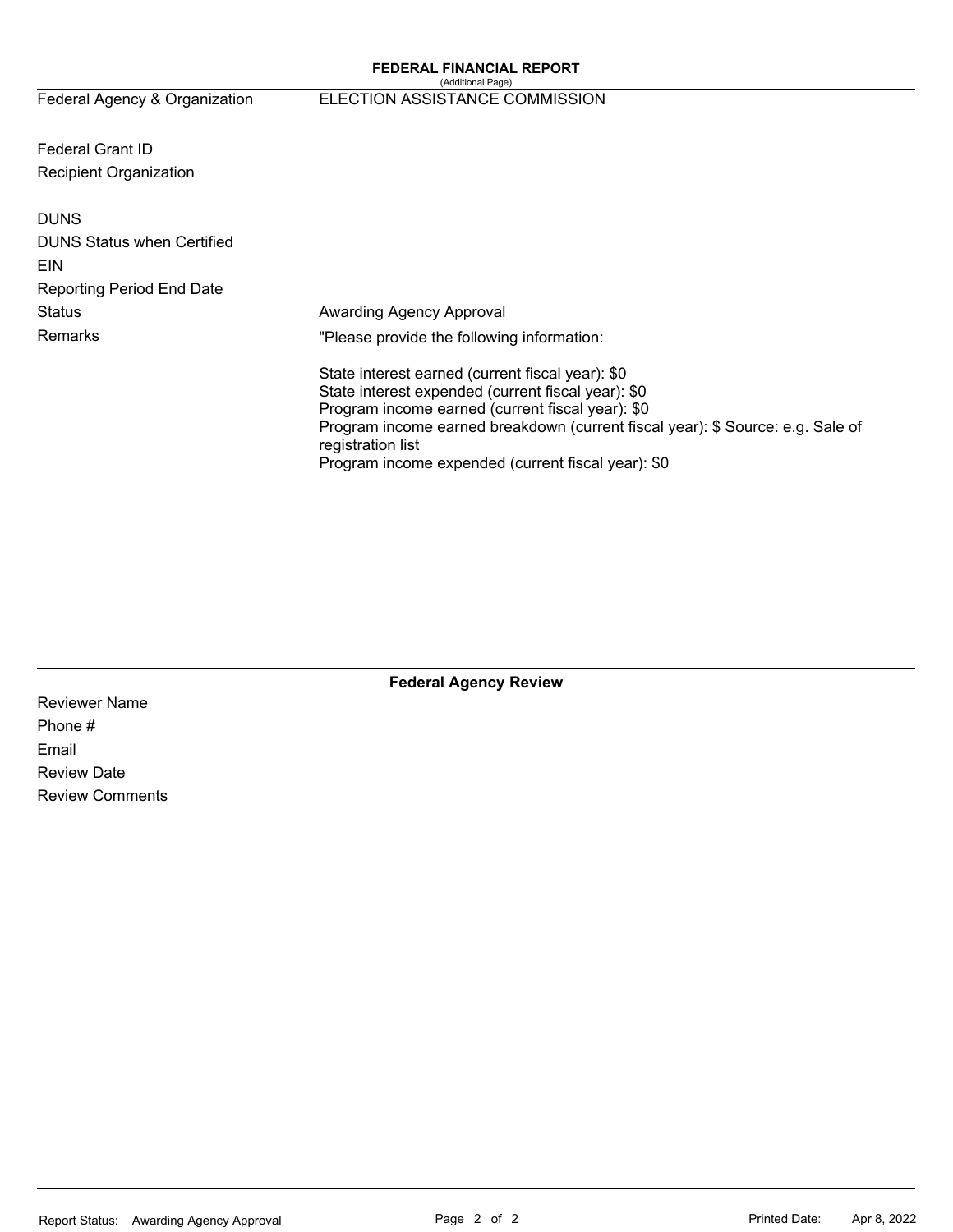## FEDERAL FINANCIAL REPORT

(Additional Page)

| | |
|---|---|
| Federal Agency & Organization | ELECTION ASSISTANCE COMMISSION |
| Federal Grant ID | |
| Recipient Organization | |
| DUNS | |
| DUNS Status when Certified | |
| EIN | |
| Reporting Period End Date | |
| Status | Awarding Agency Approval |
| Remarks | "Please provide the following information: |

State interest earned (current fiscal year): $0
State interest expended (current fiscal year): $0
Program income earned (current fiscal year): $0
Program income earned breakdown (current fiscal year): $ Source: e.g. Sale of registration list
Program income expended (current fiscal year): $0

### Federal Agency Review

Reviewer Name

Phone #

Email

Review Date

Review Comments

Report Status: Awarding Agency Approval

Printed Date: Apr 8, 2022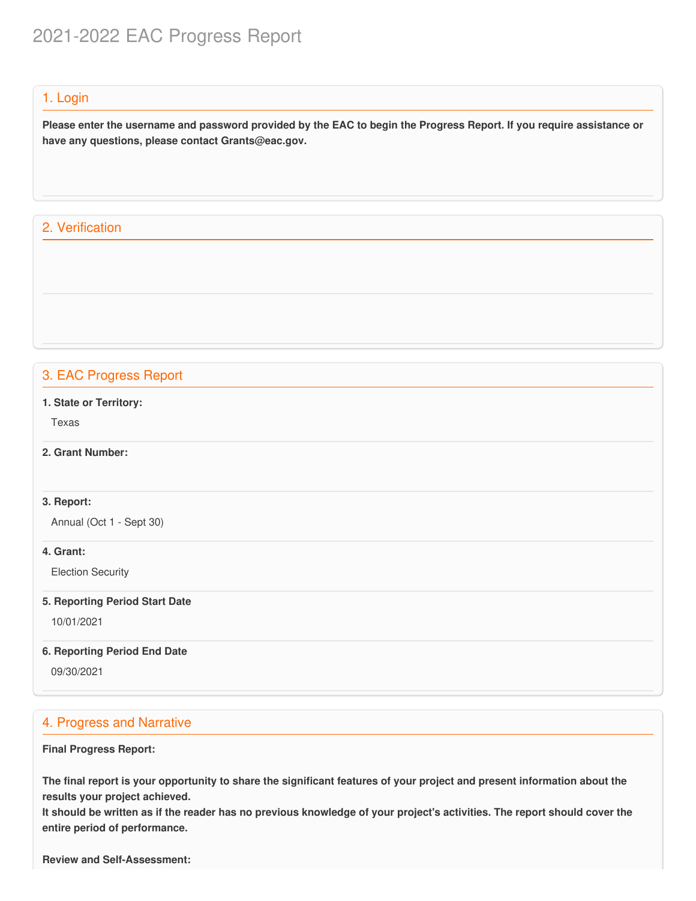# 2021-2022 EAC Progress Report

## 1. Login

**Please enter the username and password provided by the EAC to begin the Progress Report. If you require assistance or have any questions, please contact Grants@eac.gov.**

## 2. Verification

## 3. EAC Progress Report

**1. State or Territory:**

Texas

**2. Grant Number:**

**3. Report:**

Annual (Oct 1 - Sept 30)

**4. Grant:**

Election Security

**5. Reporting Period Start Date**

10/01/2021

**6. Reporting Period End Date**

09/30/2021

## 4. Progress and Narrative

**Final Progress Report:**

**The final report is your opportunity to share the significant features of your project and present information about the results your project achieved.**
**It should be written as if the reader has no previous knowledge of your project's activities. The report should cover the entire period of performance.**

**Review and Self-Assessment:**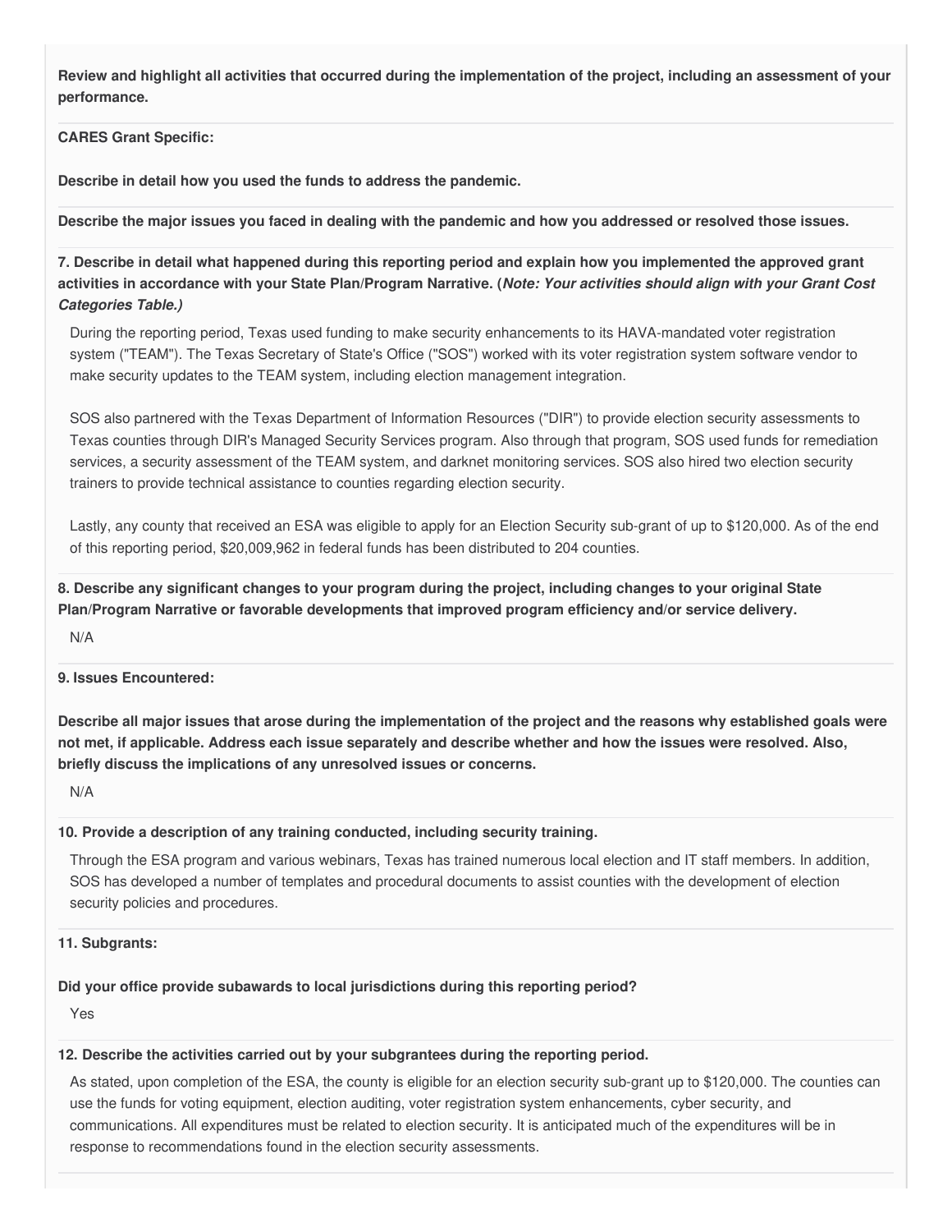**Review and highlight all activities that occurred during the implementation of the project, including an assessment of your performance.**

**CARES Grant Specific:**

**Describe in detail how you used the funds to address the pandemic.**

**Describe the major issues you faced in dealing with the pandemic and how you addressed or resolved those issues.**

**7. Describe in detail what happened during this reporting period and explain how you implemented the approved grant activities in accordance with your State Plan/Program Narrative. (*Note: Your activities should align with your Grant Cost Categories Table.)***

During the reporting period, Texas used funding to make security enhancements to its HAVA-mandated voter registration system ("TEAM"). The Texas Secretary of State's Office ("SOS") worked with its voter registration system software vendor to make security updates to the TEAM system, including election management integration.

SOS also partnered with the Texas Department of Information Resources ("DIR") to provide election security assessments to Texas counties through DIR's Managed Security Services program. Also through that program, SOS used funds for remediation services, a security assessment of the TEAM system, and darknet monitoring services. SOS also hired two election security trainers to provide technical assistance to counties regarding election security.

Lastly, any county that received an ESA was eligible to apply for an Election Security sub-grant of up to $120,000. As of the end of this reporting period, $20,009,962 in federal funds has been distributed to 204 counties.

**8. Describe any significant changes to your program during the project, including changes to your original State Plan/Program Narrative or favorable developments that improved program efficiency and/or service delivery.**

N/A

**9. Issues Encountered:**

**Describe all major issues that arose during the implementation of the project and the reasons why established goals were not met, if applicable. Address each issue separately and describe whether and how the issues were resolved. Also, briefly discuss the implications of any unresolved issues or concerns.**

N/A

**10. Provide a description of any training conducted, including security training.**

Through the ESA program and various webinars, Texas has trained numerous local election and IT staff members. In addition, SOS has developed a number of templates and procedural documents to assist counties with the development of election security policies and procedures.

**11. Subgrants:**

**Did your office provide subawards to local jurisdictions during this reporting period?**

Yes

**12. Describe the activities carried out by your subgrantees during the reporting period.**

As stated, upon completion of the ESA, the county is eligible for an election security sub-grant up to $120,000. The counties can use the funds for voting equipment, election auditing, voter registration system enhancements, cyber security, and communications. All expenditures must be related to election security. It is anticipated much of the expenditures will be in response to recommendations found in the election security assessments.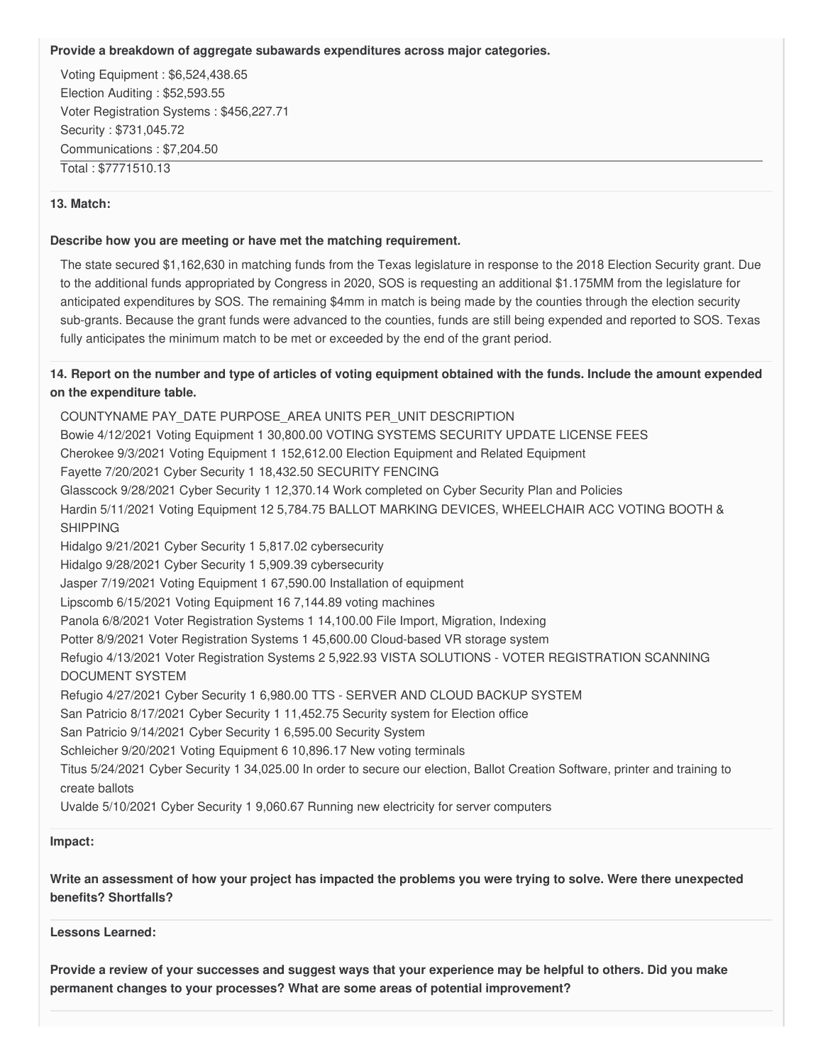**Provide a breakdown of aggregate subawards expenditures across major categories.**

Voting Equipment : $6,524,438.65
Election Auditing : $52,593.55
Voter Registration Systems : $456,227.71
Security : $731,045.72
Communications : $7,204.50

Total : $7771510.13

**13. Match:**

**Describe how you are meeting or have met the matching requirement.**

The state secured $1,162,630 in matching funds from the Texas legislature in response to the 2018 Election Security grant. Due to the additional funds appropriated by Congress in 2020, SOS is requesting an additional $1.175MM from the legislature for anticipated expenditures by SOS. The remaining $4mm in match is being made by the counties through the election security sub-grants. Because the grant funds were advanced to the counties, funds are still being expended and reported to SOS. Texas fully anticipates the minimum match to be met or exceeded by the end of the grant period.

**14. Report on the number and type of articles of voting equipment obtained with the funds. Include the amount expended on the expenditure table.**

COUNTYNAME PAY_DATE PURPOSE_AREA UNITS PER_UNIT DESCRIPTION
Bowie 4/12/2021 Voting Equipment 1 30,800.00 VOTING SYSTEMS SECURITY UPDATE LICENSE FEES
Cherokee 9/3/2021 Voting Equipment 1 152,612.00 Election Equipment and Related Equipment
Fayette 7/20/2021 Cyber Security 1 18,432.50 SECURITY FENCING
Glasscock 9/28/2021 Cyber Security 1 12,370.14 Work completed on Cyber Security Plan and Policies
Hardin 5/11/2021 Voting Equipment 12 5,784.75 BALLOT MARKING DEVICES, WHEELCHAIR ACC VOTING BOOTH & SHIPPING
Hidalgo 9/21/2021 Cyber Security 1 5,817.02 cybersecurity
Hidalgo 9/28/2021 Cyber Security 1 5,909.39 cybersecurity
Jasper 7/19/2021 Voting Equipment 1 67,590.00 Installation of equipment
Lipscomb 6/15/2021 Voting Equipment 16 7,144.89 voting machines
Panola 6/8/2021 Voter Registration Systems 1 14,100.00 File Import, Migration, Indexing
Potter 8/9/2021 Voter Registration Systems 1 45,600.00 Cloud-based VR storage system
Refugio 4/13/2021 Voter Registration Systems 2 5,922.93 VISTA SOLUTIONS - VOTER REGISTRATION SCANNING DOCUMENT SYSTEM
Refugio 4/27/2021 Cyber Security 1 6,980.00 TTS - SERVER AND CLOUD BACKUP SYSTEM
San Patricio 8/17/2021 Cyber Security 1 11,452.75 Security system for Election office
San Patricio 9/14/2021 Cyber Security 1 6,595.00 Security System
Schleicher 9/20/2021 Voting Equipment 6 10,896.17 New voting terminals
Titus 5/24/2021 Cyber Security 1 34,025.00 In order to secure our election, Ballot Creation Software, printer and training to create ballots
Uvalde 5/10/2021 Cyber Security 1 9,060.67 Running new electricity for server computers

**Impact:**

**Write an assessment of how your project has impacted the problems you were trying to solve. Were there unexpected benefits? Shortfalls?**

**Lessons Learned:**

**Provide a review of your successes and suggest ways that your experience may be helpful to others. Did you make permanent changes to your processes? What are some areas of potential improvement?**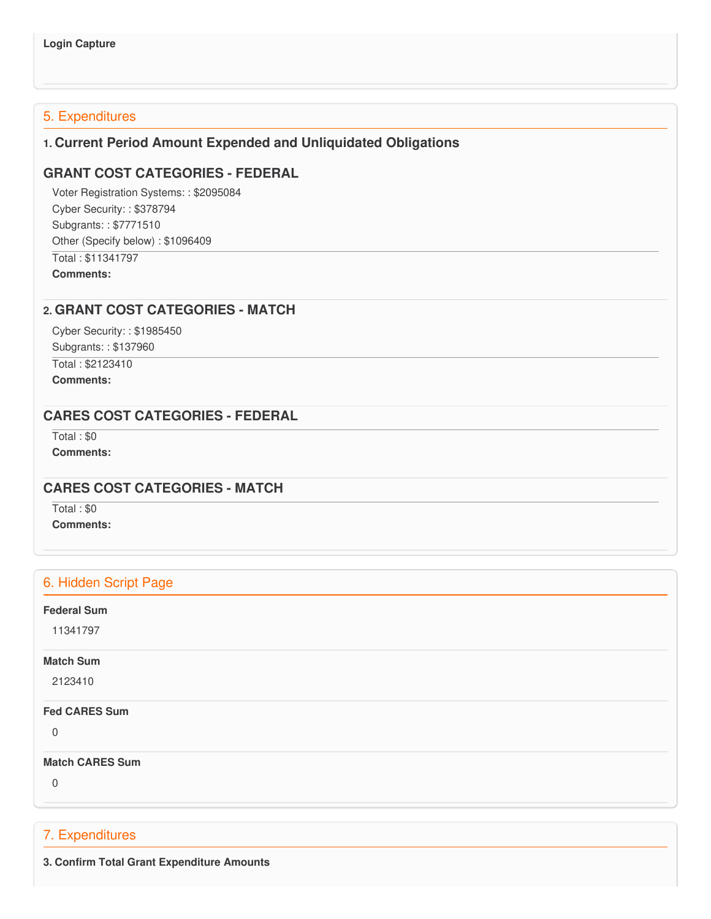**Login Capture**

## 5. Expenditures

### 1. Current Period Amount Expended and Unliquidated Obligations

### GRANT COST CATEGORIES - FEDERAL

Voter Registration Systems: : $2095084
Cyber Security: : $378794
Subgrants: : $7771510
Other (Specify below) : $1096409

Total : $11341797

**Comments:**

### 2. GRANT COST CATEGORIES - MATCH

Cyber Security: : $1985450
Subgrants: : $137960

Total : $2123410

**Comments:**

### CARES COST CATEGORIES - FEDERAL

Total : $0

**Comments:**

### CARES COST CATEGORIES - MATCH

Total : $0

**Comments:**

## 6. Hidden Script Page

**Federal Sum**

11341797

**Match Sum**

2123410

**Fed CARES Sum**

0

**Match CARES Sum**

0

## 7. Expenditures

**3. Confirm Total Grant Expenditure Amounts**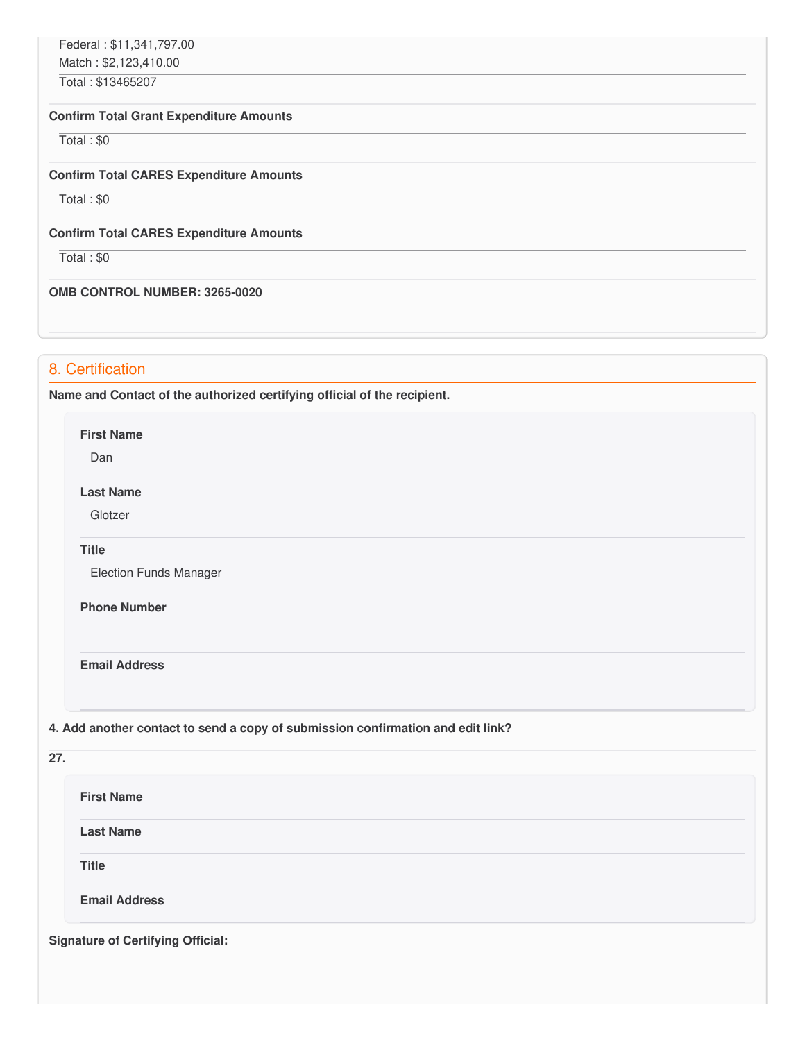Federal : $11,341,797.00

Match : $2,123,410.00

Total : $13465207

**Confirm Total Grant Expenditure Amounts**

Total : $0

**Confirm Total CARES Expenditure Amounts**

Total : $0

**Confirm Total CARES Expenditure Amounts**

Total : $0

**OMB CONTROL NUMBER: 3265-0020**

## 8. Certification

**Name and Contact of the authorized certifying official of the recipient.**

**First Name**

Dan

**Last Name**

Glotzer

**Title**

Election Funds Manager

**Phone Number**

**Email Address**

**4. Add another contact to send a copy of submission confirmation and edit link?**

**27.**

**First Name**

**Last Name**

**Title**

**Email Address**

**Signature of Certifying Official:**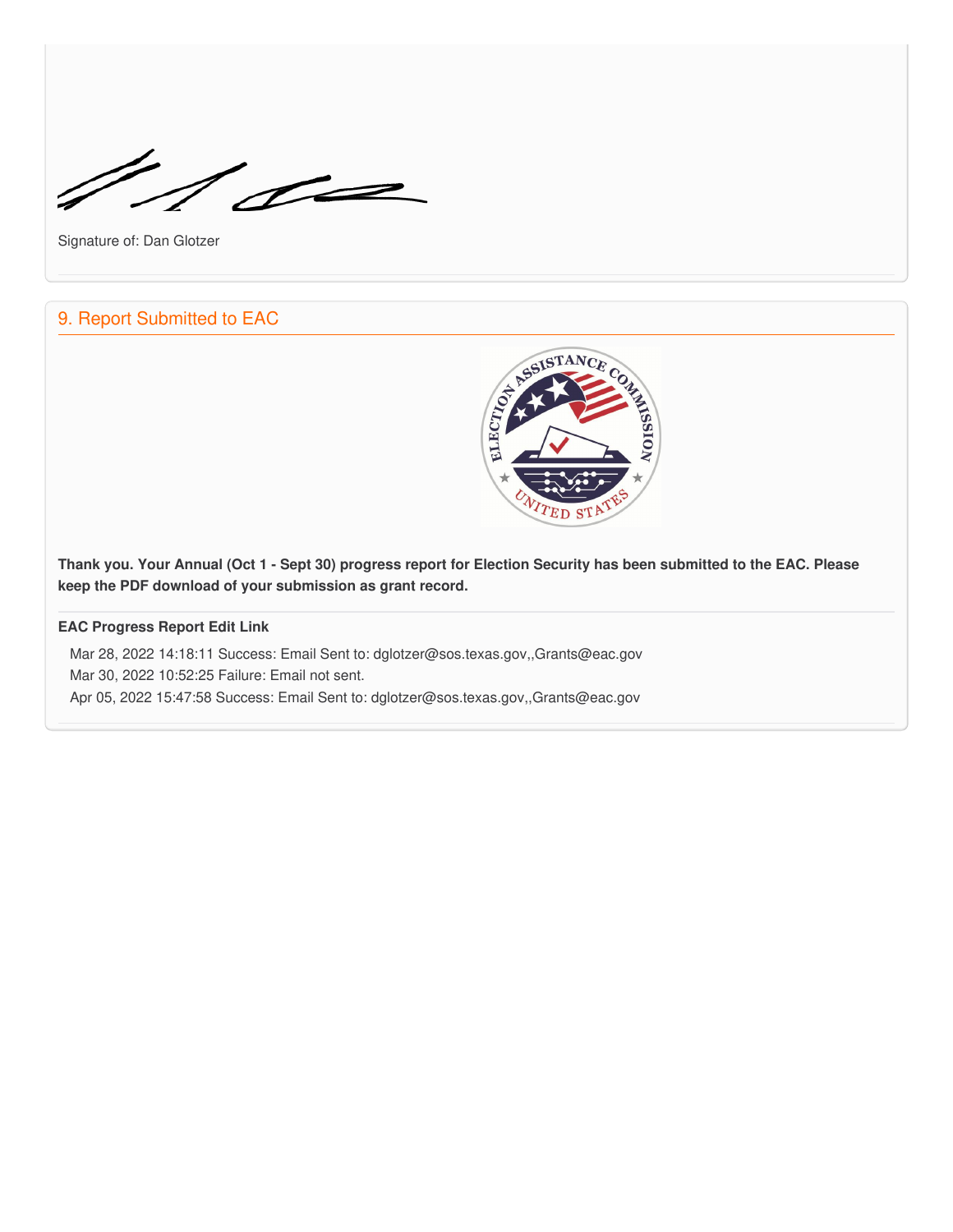Signature of: Dan Glotzer

## 9. Report Submitted to EAC

**Thank you. Your Annual (Oct 1 - Sept 30) progress report for Election Security has been submitted to the EAC. Please keep the PDF download of your submission as grant record.**

**EAC Progress Report Edit Link**

Mar 28, 2022 14:18:11 Success: Email Sent to: dglotzer@sos.texas.gov,,Grants@eac.gov
Mar 30, 2022 10:52:25 Failure: Email not sent.
Apr 05, 2022 15:47:58 Success: Email Sent to: dglotzer@sos.texas.gov,,Grants@eac.gov